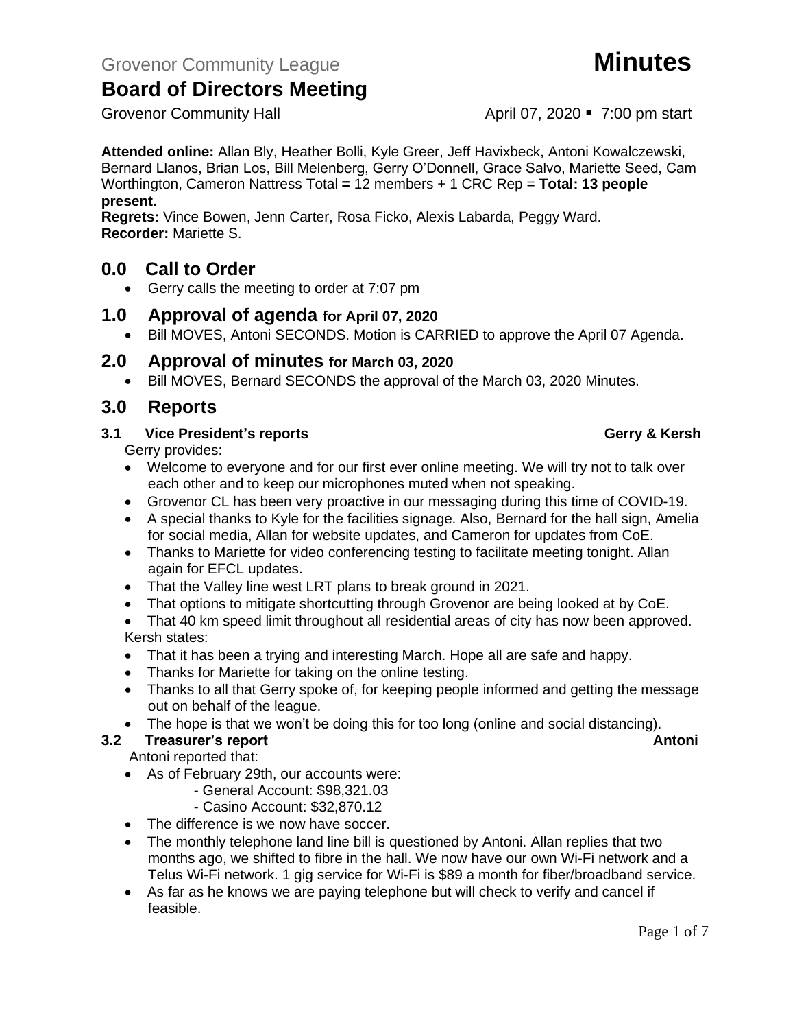Grovenor Community League **Minutes**

# Board of Directors Meeting

Grovenor Community Hall April 07, 2020 ▪ 7:00 pm start

**Attended online:** Allan Bly, Heather Bolli, Kyle Greer, Jeff Havixbeck, Antoni Kowalczewski, Bernard Llanos, Brian Los, Bill Melenberg, Gerry O'Donnell, Grace Salvo, Mariette Seed, Cam Worthington, Cameron Nattress Total **=** 12 members + 1 CRC Rep = **Total: 13 people present.**
**Regrets:** Vince Bowen, Jenn Carter, Rosa Ficko, Alexis Labarda, Peggy Ward.
**Recorder:** Mariette S.

## 0.0 Call to Order

- Gerry calls the meeting to order at 7:07 pm

## 1.0 Approval of agenda for April 07, 2020

- Bill MOVES, Antoni SECONDS. Motion is CARRIED to approve the April 07 Agenda.

## 2.0 Approval of minutes for March 03, 2020

- Bill MOVES, Bernard SECONDS the approval of the March 03, 2020 Minutes.

## 3.0 Reports

### 3.1 Vice President's reports — Gerry & Kersh

Gerry provides:

- Welcome to everyone and for our first ever online meeting. We will try not to talk over each other and to keep our microphones muted when not speaking.
- Grovenor CL has been very proactive in our messaging during this time of COVID-19.
- A special thanks to Kyle for the facilities signage. Also, Bernard for the hall sign, Amelia for social media, Allan for website updates, and Cameron for updates from CoE.
- Thanks to Mariette for video conferencing testing to facilitate meeting tonight. Allan again for EFCL updates.
- That the Valley line west LRT plans to break ground in 2021.
- That options to mitigate shortcutting through Grovenor are being looked at by CoE.
- That 40 km speed limit throughout all residential areas of city has now been approved.

Kersh states:

- That it has been a trying and interesting March. Hope all are safe and happy.
- Thanks for Mariette for taking on the online testing.
- Thanks to all that Gerry spoke of, for keeping people informed and getting the message out on behalf of the league.
- The hope is that we won't be doing this for too long (online and social distancing).

### 3.2 Treasurer's report — Antoni

Antoni reported that:

- As of February 29th, our accounts were:
  - General Account: $98,321.03
  - Casino Account: $32,870.12
- The difference is we now have soccer.
- The monthly telephone land line bill is questioned by Antoni. Allan replies that two months ago, we shifted to fibre in the hall. We now have our own Wi-Fi network and a Telus Wi-Fi network. 1 gig service for Wi-Fi is $89 a month for fiber/broadband service.
- As far as he knows we are paying telephone but will check to verify and cancel if feasible.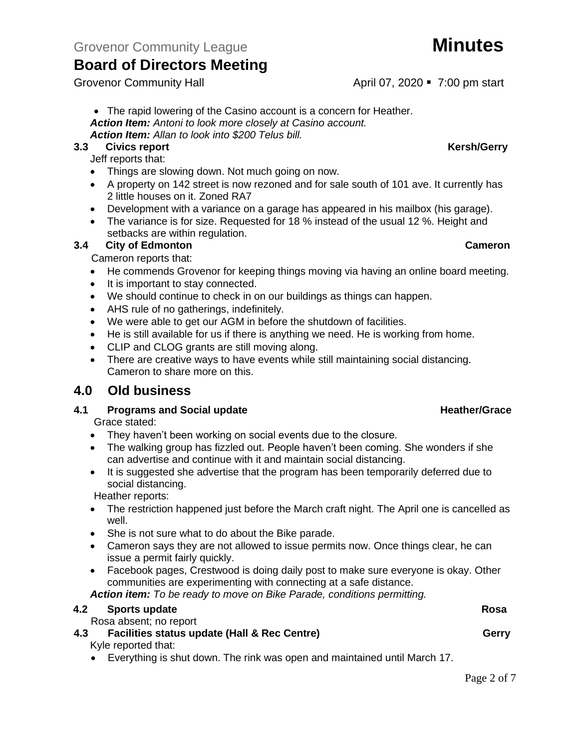- The rapid lowering of the Casino account is a concern for Heather.

***Action Item:*** *Antoni to look more closely at Casino account.*
***Action Item:*** *Allan to look into $200 Telus bill.*

### 3.3 Civics report — Kersh/Gerry

Jeff reports that:

- Things are slowing down. Not much going on now.
- A property on 142 street is now rezoned and for sale south of 101 ave. It currently has 2 little houses on it. Zoned RA7
- Development with a variance on a garage has appeared in his mailbox (his garage).
- The variance is for size. Requested for 18 % instead of the usual 12 %. Height and setbacks are within regulation.

### 3.4 City of Edmonton — Cameron

Cameron reports that:

- He commends Grovenor for keeping things moving via having an online board meeting.
- It is important to stay connected.
- We should continue to check in on our buildings as things can happen.
- AHS rule of no gatherings, indefinitely.
- We were able to get our AGM in before the shutdown of facilities.
- He is still available for us if there is anything we need. He is working from home.
- CLIP and CLOG grants are still moving along.
- There are creative ways to have events while still maintaining social distancing. Cameron to share more on this.

## 4.0 Old business

### 4.1 Programs and Social update — Heather/Grace

Grace stated:

- They haven't been working on social events due to the closure.
- The walking group has fizzled out. People haven't been coming. She wonders if she can advertise and continue with it and maintain social distancing.
- It is suggested she advertise that the program has been temporarily deferred due to social distancing.

Heather reports:

- The restriction happened just before the March craft night. The April one is cancelled as well.
- She is not sure what to do about the Bike parade.
- Cameron says they are not allowed to issue permits now. Once things clear, he can issue a permit fairly quickly.
- Facebook pages, Crestwood is doing daily post to make sure everyone is okay. Other communities are experimenting with connecting at a safe distance.

***Action item:*** *To be ready to move on Bike Parade, conditions permitting.*

### 4.2 Sports update — Rosa

Rosa absent; no report

### 4.3 Facilities status update (Hall & Rec Centre) — Gerry

Kyle reported that:

- Everything is shut down. The rink was open and maintained until March 17.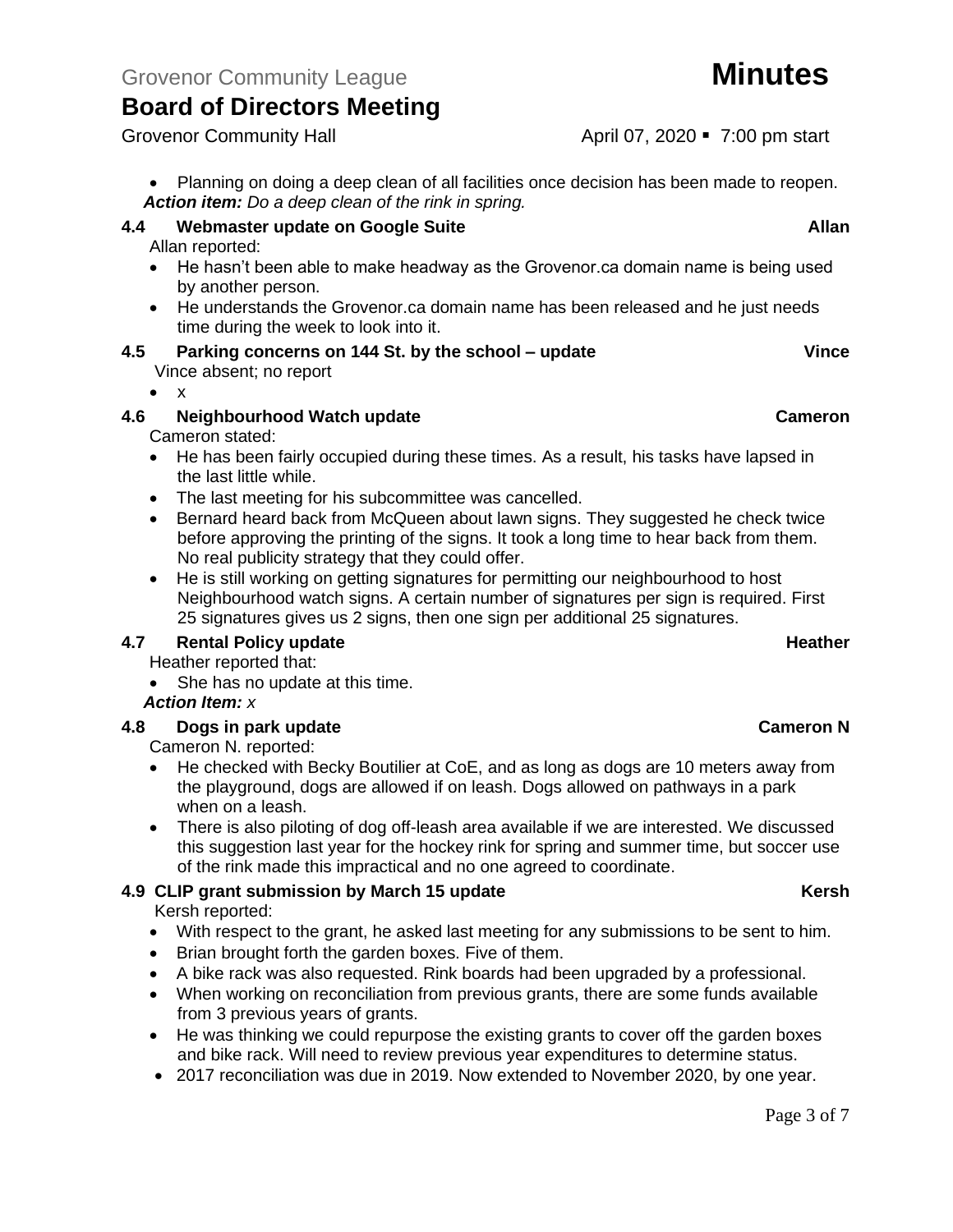- Planning on doing a deep clean of all facilities once decision has been made to reopen.

***Action item:*** *Do a deep clean of the rink in spring.*

### 4.4 Webmaster update on Google Suite — Allan

Allan reported:

- He hasn't been able to make headway as the Grovenor.ca domain name is being used by another person.
- He understands the Grovenor.ca domain name has been released and he just needs time during the week to look into it.

### 4.5 Parking concerns on 144 St. by the school – update — Vince

Vince absent; no report

- x

### 4.6 Neighbourhood Watch update — Cameron

Cameron stated:

- He has been fairly occupied during these times. As a result, his tasks have lapsed in the last little while.
- The last meeting for his subcommittee was cancelled.
- Bernard heard back from McQueen about lawn signs. They suggested he check twice before approving the printing of the signs. It took a long time to hear back from them. No real publicity strategy that they could offer.
- He is still working on getting signatures for permitting our neighbourhood to host Neighbourhood watch signs. A certain number of signatures per sign is required. First 25 signatures gives us 2 signs, then one sign per additional 25 signatures.

### 4.7 Rental Policy update — Heather

Heather reported that:

- She has no update at this time.

***Action Item:*** *x*

### 4.8 Dogs in park update — Cameron N

Cameron N. reported:

- He checked with Becky Boutilier at CoE, and as long as dogs are 10 meters away from the playground, dogs are allowed if on leash. Dogs allowed on pathways in a park when on a leash.
- There is also piloting of dog off-leash area available if we are interested. We discussed this suggestion last year for the hockey rink for spring and summer time, but soccer use of the rink made this impractical and no one agreed to coordinate.

### 4.9 CLIP grant submission by March 15 update — Kersh

Kersh reported:

- With respect to the grant, he asked last meeting for any submissions to be sent to him.
- Brian brought forth the garden boxes. Five of them.
- A bike rack was also requested. Rink boards had been upgraded by a professional.
- When working on reconciliation from previous grants, there are some funds available from 3 previous years of grants.
- He was thinking we could repurpose the existing grants to cover off the garden boxes and bike rack. Will need to review previous year expenditures to determine status.
- 2017 reconciliation was due in 2019. Now extended to November 2020, by one year.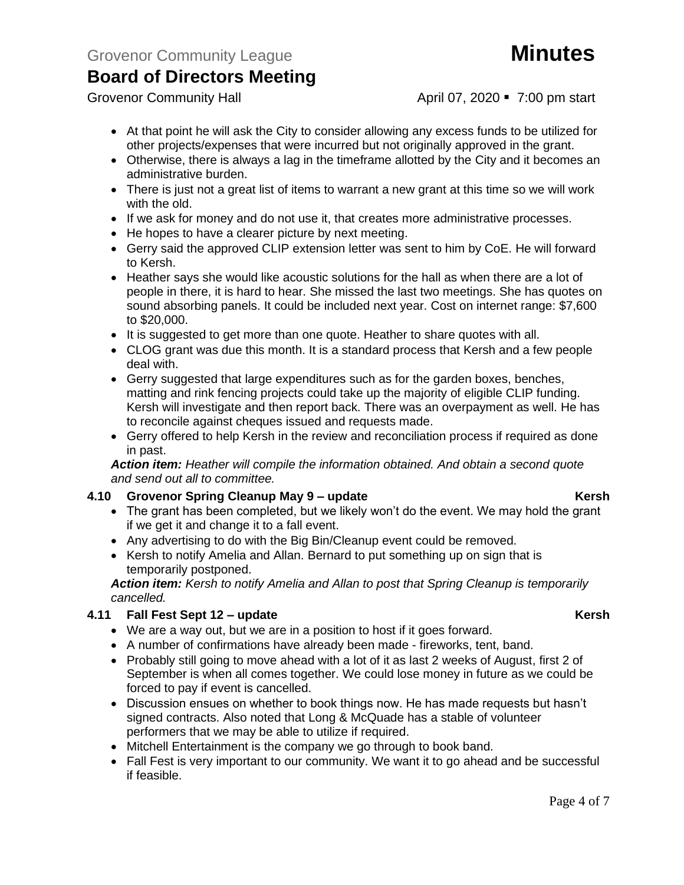- At that point he will ask the City to consider allowing any excess funds to be utilized for other projects/expenses that were incurred but not originally approved in the grant.
- Otherwise, there is always a lag in the timeframe allotted by the City and it becomes an administrative burden.
- There is just not a great list of items to warrant a new grant at this time so we will work with the old.
- If we ask for money and do not use it, that creates more administrative processes.
- He hopes to have a clearer picture by next meeting.
- Gerry said the approved CLIP extension letter was sent to him by CoE. He will forward to Kersh.
- Heather says she would like acoustic solutions for the hall as when there are a lot of people in there, it is hard to hear. She missed the last two meetings. She has quotes on sound absorbing panels. It could be included next year. Cost on internet range: $7,600 to $20,000.
- It is suggested to get more than one quote. Heather to share quotes with all.
- CLOG grant was due this month. It is a standard process that Kersh and a few people deal with.
- Gerry suggested that large expenditures such as for the garden boxes, benches, matting and rink fencing projects could take up the majority of eligible CLIP funding. Kersh will investigate and then report back. There was an overpayment as well. He has to reconcile against cheques issued and requests made.
- Gerry offered to help Kersh in the review and reconciliation process if required as done in past.

***Action item:*** *Heather will compile the information obtained. And obtain a second quote and send out all to committee.*

### 4.10 Grovenor Spring Cleanup May 9 – update — Kersh

- The grant has been completed, but we likely won't do the event. We may hold the grant if we get it and change it to a fall event.
- Any advertising to do with the Big Bin/Cleanup event could be removed.
- Kersh to notify Amelia and Allan. Bernard to put something up on sign that is temporarily postponed.

***Action item:*** *Kersh to notify Amelia and Allan to post that Spring Cleanup is temporarily cancelled.*

### 4.11 Fall Fest Sept 12 – update — Kersh

- We are a way out, but we are in a position to host if it goes forward.
- A number of confirmations have already been made - fireworks, tent, band.
- Probably still going to move ahead with a lot of it as last 2 weeks of August, first 2 of September is when all comes together. We could lose money in future as we could be forced to pay if event is cancelled.
- Discussion ensues on whether to book things now. He has made requests but hasn't signed contracts. Also noted that Long & McQuade has a stable of volunteer performers that we may be able to utilize if required.
- Mitchell Entertainment is the company we go through to book band.
- Fall Fest is very important to our community. We want it to go ahead and be successful if feasible.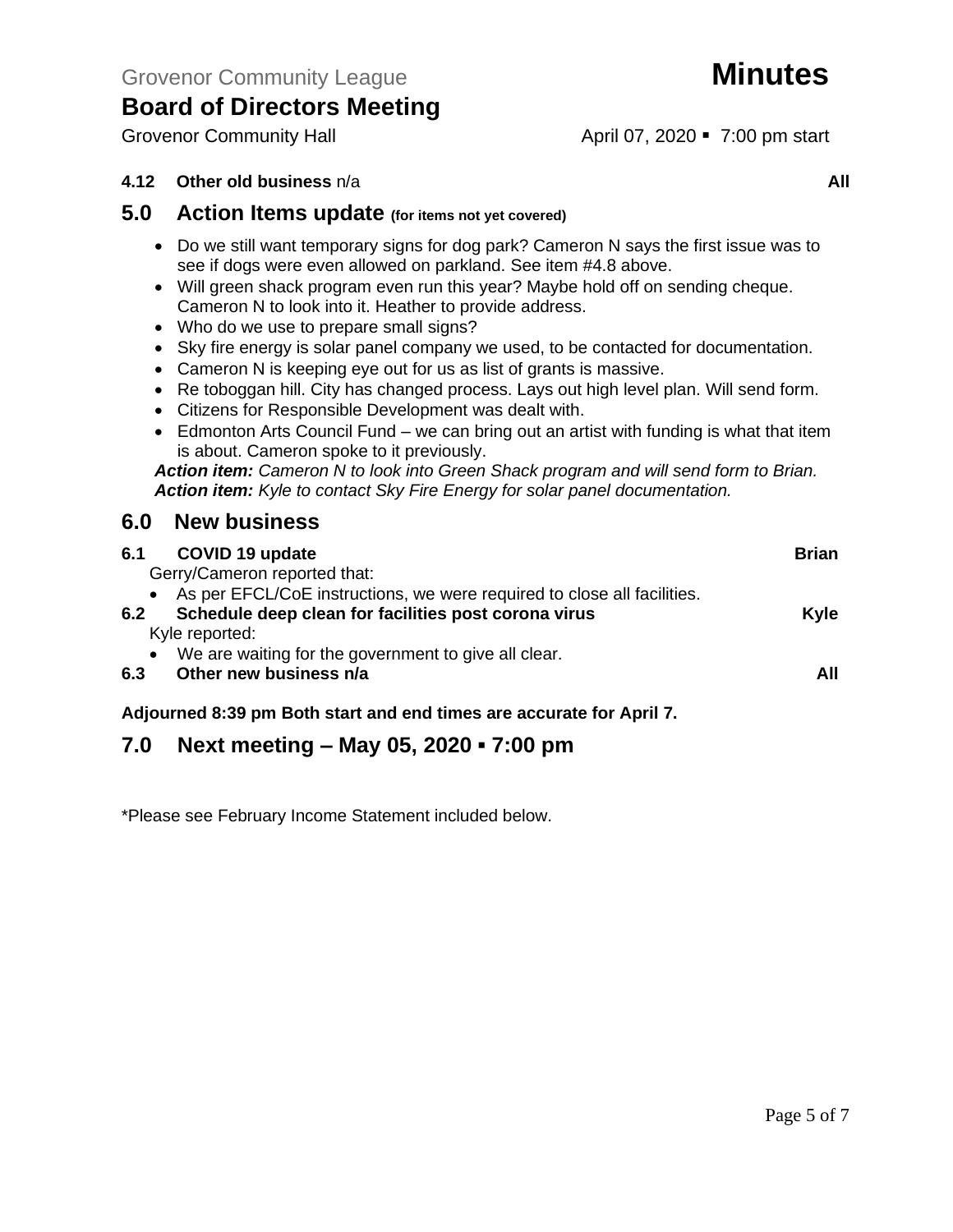**4.12 Other old business** n/a **All**

## 5.0 Action Items update (for items not yet covered)

- Do we still want temporary signs for dog park? Cameron N says the first issue was to see if dogs were even allowed on parkland. See item #4.8 above.
- Will green shack program even run this year? Maybe hold off on sending cheque. Cameron N to look into it. Heather to provide address.
- Who do we use to prepare small signs?
- Sky fire energy is solar panel company we used, to be contacted for documentation.
- Cameron N is keeping eye out for us as list of grants is massive.
- Re toboggan hill. City has changed process. Lays out high level plan. Will send form.
- Citizens for Responsible Development was dealt with.
- Edmonton Arts Council Fund – we can bring out an artist with funding is what that item is about. Cameron spoke to it previously.

***Action item:*** *Cameron N to look into Green Shack program and will send form to Brian.*
***Action item:*** *Kyle to contact Sky Fire Energy for solar panel documentation.*

## 6.0 New business

**6.1 COVID 19 update** **Brian**

Gerry/Cameron reported that:

- As per EFCL/CoE instructions, we were required to close all facilities.

**6.2 Schedule deep clean for facilities post corona virus** **Kyle**

Kyle reported:

- We are waiting for the government to give all clear.

**6.3 Other new business n/a** **All**

**Adjourned 8:39 pm Both start and end times are accurate for April 7.**

## 7.0 Next meeting – May 05, 2020 ▪ 7:00 pm

*Please see February Income Statement included below.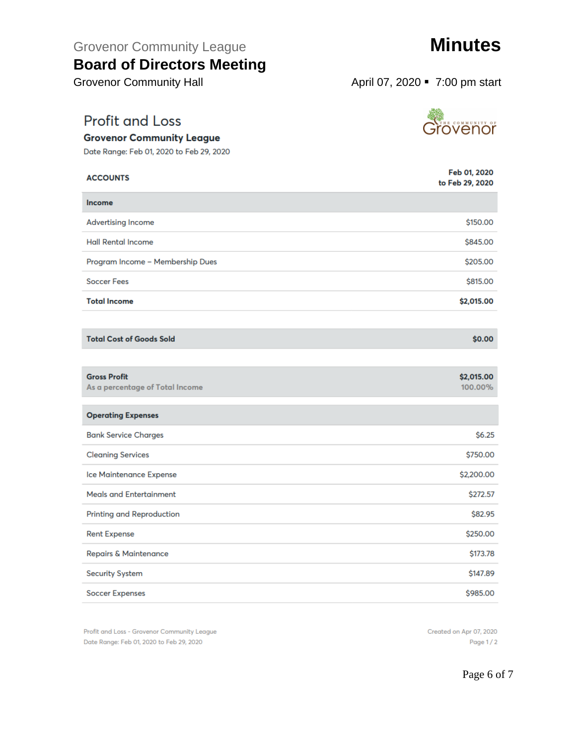Grovenor Community League

**Board of Directors Meeting**

Grovenor Community Hall

# Minutes

April 07, 2020 ▪ 7:00 pm start

## Profit and Loss

**Grovenor Community League**

Date Range: Feb 01, 2020 to Feb 29, 2020

| ACCOUNTS | Feb 01, 2020 to Feb 29, 2020 |
|---|---|
| **Income** | |
| Advertising Income | $150.00 |
| Hall Rental Income | $845.00 |
| Program Income – Membership Dues | $205.00 |
| Soccer Fees | $815.00 |
| **Total Income** | **$2,015.00** |
| **Total Cost of Goods Sold** | **$0.00** |
| **Gross Profit** | **$2,015.00** |
| As a percentage of Total Income | 100.00% |
| **Operating Expenses** | |
| Bank Service Charges | $6.25 |
| Cleaning Services | $750.00 |
| Ice Maintenance Expense | $2,200.00 |
| Meals and Entertainment | $272.57 |
| Printing and Reproduction | $82.95 |
| Rent Expense | $250.00 |
| Repairs & Maintenance | $173.78 |
| Security System | $147.89 |
| Soccer Expenses | $985.00 |

Profit and Loss - Grovenor Community League
Date Range: Feb 01, 2020 to Feb 29, 2020

Created on Apr 07, 2020
Page 1 / 2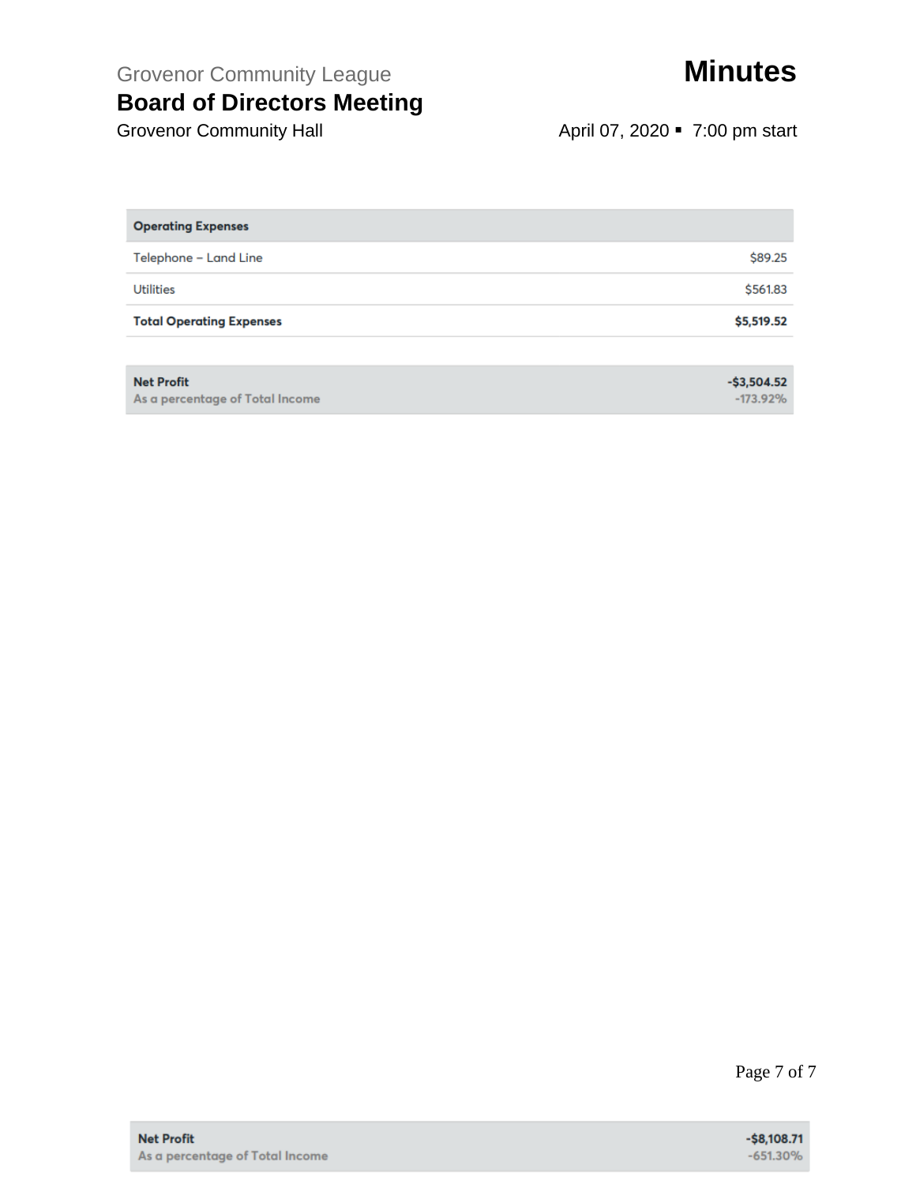| Operating Expenses | |
|---|---|
| Telephone – Land Line | $89.25 |
| Utilities | $561.83 |
| **Total Operating Expenses** | **$5,519.52** |

| | |
|---|---|
| **Net Profit** | **-$3,504.52** |
| As a percentage of Total Income | -173.92% |

| | |
|---|---|
| **Net Profit** | **-$8,108.71** |
| As a percentage of Total Income | -651.30% |